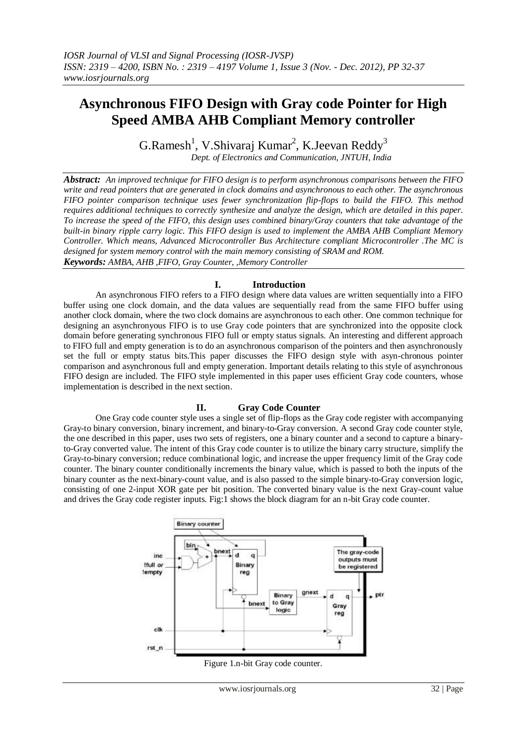# Asynchronous FIFO Design with Gray code Pointer for High Speed AMBA AHB Compliant Memory controller

G.Ramesh[1], V.Shivaraj Kumar[2], K.Jeevan Reddy[3]

*Dept. of Electronics and Communication, JNTUH, India*

***Abstract:*** *An improved technique for FIFO design is to perform asynchronous comparisons between the FIFO write and read pointers that are generated in clock domains and asynchronous to each other. The asynchronous FIFO pointer comparison technique uses fewer synchronization flip-flops to build the FIFO. This method requires additional techniques to correctly synthesize and analyze the design, which are detailed in this paper. To increase the speed of the FIFO, this design uses combined binary/Gray counters that take advantage of the built-in binary ripple carry logic. This FIFO design is used to implement the AMBA AHB Compliant Memory Controller. Which means, Advanced Microcontroller Bus Architecture compliant Microcontroller .The MC is designed for system memory control with the main memory consisting of SRAM and ROM.*

***Keywords:*** *AMBA, AHB ,FIFO, Gray Counter, ,Memory Controller*

## I. Introduction

An asynchronous FIFO refers to a FIFO design where data values are written sequentially into a FIFO buffer using one clock domain, and the data values are sequentially read from the same FIFO buffer using another clock domain, where the two clock domains are asynchronous to each other. One common technique for designing an asynchronyous FIFO is to use Gray code pointers that are synchronized into the opposite clock domain before generating synchronous FIFO full or empty status signals. An interesting and different approach to FIFO full and empty generation is to do an asynchronous comparison of the pointers and then asynchronously set the full or empty status bits.This paper discusses the FIFO design style with asyn-chronous pointer comparison and asynchronous full and empty generation. Important details relating to this style of asynchronous FIFO design are included. The FIFO style implemented in this paper uses efficient Gray code counters, whose implementation is described in the next section.

## II. Gray Code Counter

One Gray code counter style uses a single set of flip-flops as the Gray code register with accompanying Gray-to binary conversion, binary increment, and binary-to-Gray conversion. A second Gray code counter style, the one described in this paper, uses two sets of registers, one a binary counter and a second to capture a binary-to-Gray converted value. The intent of this Gray code counter is to utilize the binary carry structure, simplify the Gray-to-binary conversion; reduce combinational logic, and increase the upper frequency limit of the Gray code counter. The binary counter conditionally increments the binary value, which is passed to both the inputs of the binary counter as the next-binary-count value, and is also passed to the simple binary-to-Gray conversion logic, consisting of one 2-input XOR gate per bit position. The converted binary value is the next Gray-count value and drives the Gray code register inputs. Fig:1 shows the block diagram for an n-bit Gray code counter.

Figure 1.n-bit Gray code counter.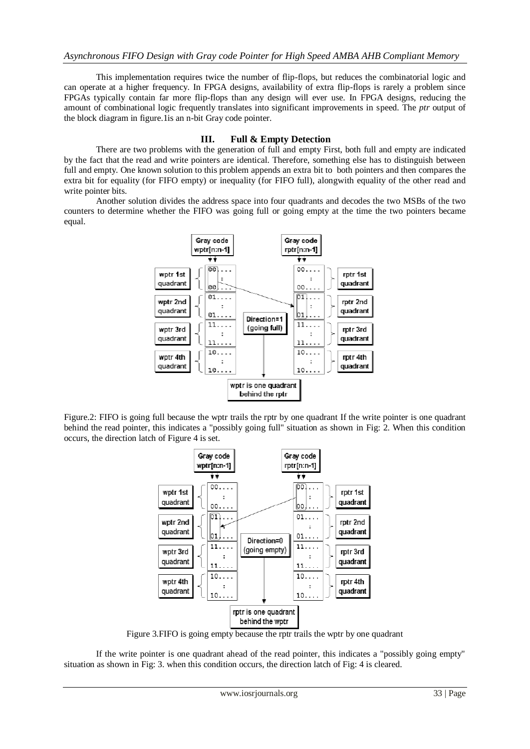This implementation requires twice the number of flip-flops, but reduces the combinatorial logic and can operate at a higher frequency. In FPGA designs, availability of extra flip-flops is rarely a problem since FPGAs typically contain far more flip-flops than any design will ever use. In FPGA designs, reducing the amount of combinational logic frequently translates into significant improvements in speed. The *ptr* output of the block diagram in figure.1is an n-bit Gray code pointer.

## III. Full & Empty Detection

There are two problems with the generation of full and empty First, both full and empty are indicated by the fact that the read and write pointers are identical. Therefore, something else has to distinguish between full and empty. One known solution to this problem appends an extra bit to both pointers and then compares the extra bit for equality (for FIFO empty) or inequality (for FIFO full), alongwith equality of the other read and write pointer bits.

Another solution divides the address space into four quadrants and decodes the two MSBs of the two counters to determine whether the FIFO was going full or going empty at the time the two pointers became equal.

Figure.2: FIFO is going full because the wptr trails the rptr by one quadrant If the write pointer is one quadrant behind the read pointer, this indicates a "possibly going full" situation as shown in Fig: 2. When this condition occurs, the direction latch of Figure 4 is set.

Figure 3.FIFO is going empty because the rptr trails the wptr by one quadrant

If the write pointer is one quadrant ahead of the read pointer, this indicates a "possibly going empty" situation as shown in Fig: 3. when this condition occurs, the direction latch of Fig: 4 is cleared.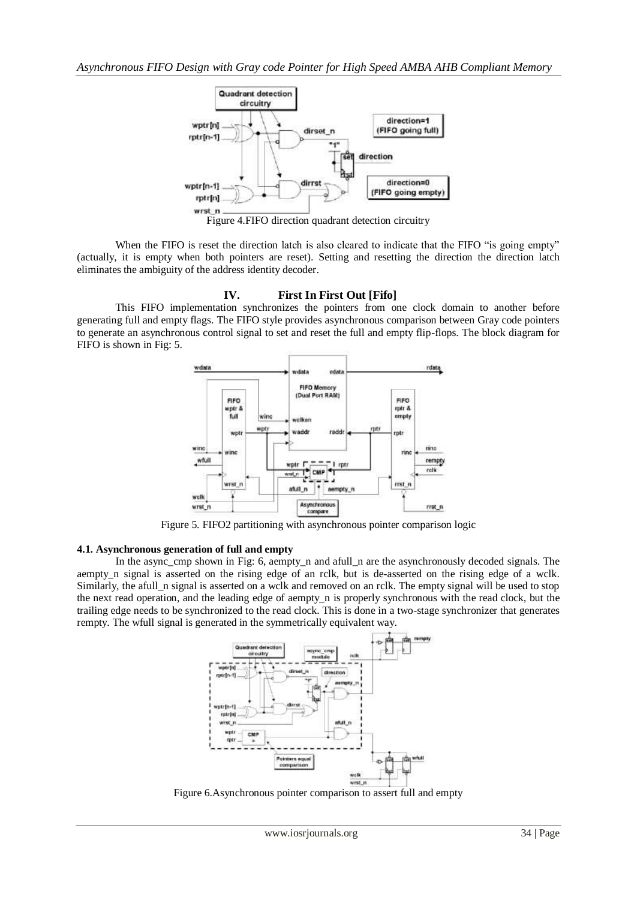Figure 4.FIFO direction quadrant detection circuitry

When the FIFO is reset the direction latch is also cleared to indicate that the FIFO "is going empty" (actually, it is empty when both pointers are reset). Setting and resetting the direction the direction latch eliminates the ambiguity of the address identity decoder.

## IV. First In First Out [Fifo]

This FIFO implementation synchronizes the pointers from one clock domain to another before generating full and empty flags. The FIFO style provides asynchronous comparison between Gray code pointers to generate an asynchronous control signal to set and reset the full and empty flip-flops. The block diagram for FIFO is shown in Fig: 5.

Figure 5. FIFO2 partitioning with asynchronous pointer comparison logic

### 4.1. Asynchronous generation of full and empty

In the async_cmp shown in Fig: 6, aempty_n and afull_n are the asynchronously decoded signals. The aempty_n signal is asserted on the rising edge of an rclk, but is de-asserted on the rising edge of a wclk. Similarly, the afull_n signal is asserted on a wclk and removed on an rclk. The empty signal will be used to stop the next read operation, and the leading edge of aempty_n is properly synchronous with the read clock, but the trailing edge needs to be synchronized to the read clock. This is done in a two-stage synchronizer that generates rempty. The wfull signal is generated in the symmetrically equivalent way.

Figure 6.Asynchronous pointer comparison to assert full and empty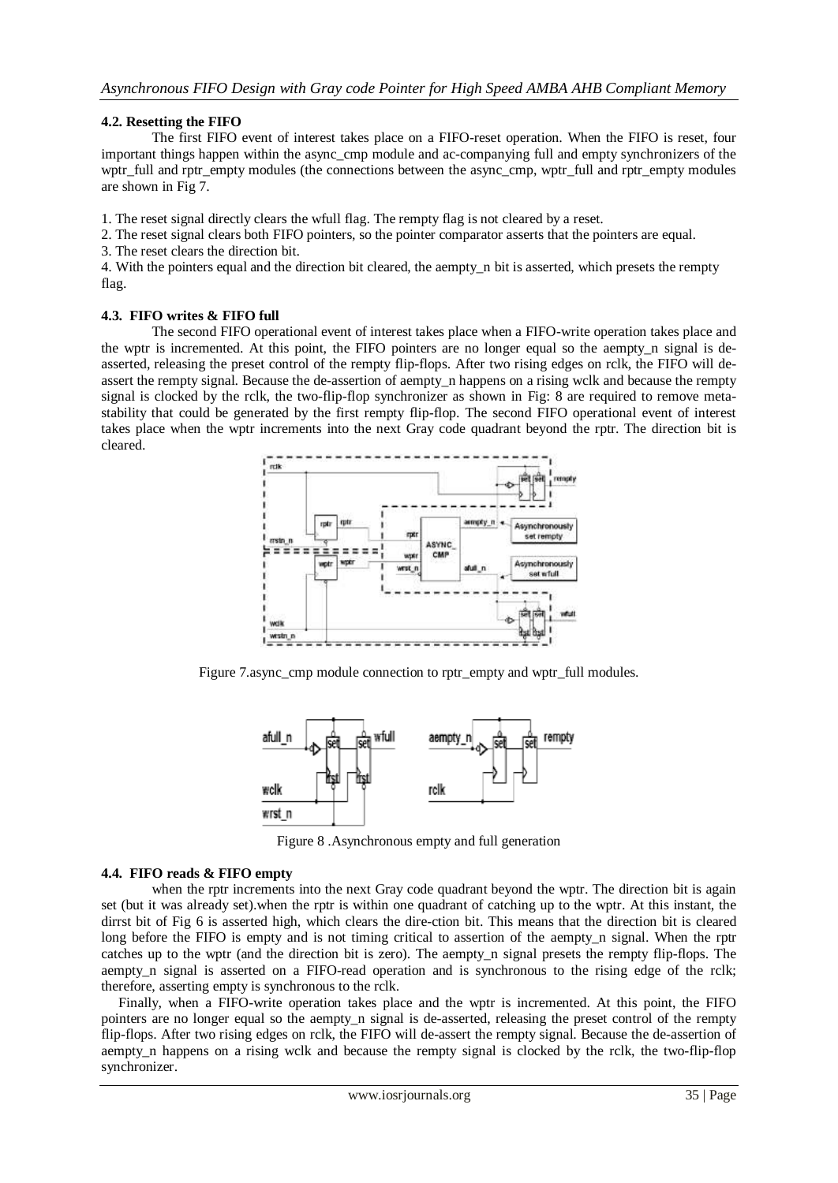### 4.2. Resetting the FIFO

The first FIFO event of interest takes place on a FIFO-reset operation. When the FIFO is reset, four important things happen within the async_cmp module and ac-companying full and empty synchronizers of the wptr_full and rptr_empty modules (the connections between the async_cmp, wptr_full and rptr_empty modules are shown in Fig 7.

1. The reset signal directly clears the wfull flag. The rempty flag is not cleared by a reset.
2. The reset signal clears both FIFO pointers, so the pointer comparator asserts that the pointers are equal.
3. The reset clears the direction bit.
4. With the pointers equal and the direction bit cleared, the aempty_n bit is asserted, which presets the rempty flag.

### 4.3. FIFO writes & FIFO full

The second FIFO operational event of interest takes place when a FIFO-write operation takes place and the wptr is incremented. At this point, the FIFO pointers are no longer equal so the aempty_n signal is de-asserted, releasing the preset control of the rempty flip-flops. After two rising edges on rclk, the FIFO will de-assert the rempty signal. Because the de-assertion of aempty_n happens on a rising wclk and because the rempty signal is clocked by the rclk, the two-flip-flop synchronizer as shown in Fig: 8 are required to remove meta-stability that could be generated by the first rempty flip-flop. The second FIFO operational event of interest takes place when the wptr increments into the next Gray code quadrant beyond the rptr. The direction bit is cleared.

Figure 7.async_cmp module connection to rptr_empty and wptr_full modules.

Figure 8 .Asynchronous empty and full generation

### 4.4. FIFO reads & FIFO empty

when the rptr increments into the next Gray code quadrant beyond the wptr. The direction bit is again set (but it was already set).when the rptr is within one quadrant of catching up to the wptr. At this instant, the dirrst bit of Fig 6 is asserted high, which clears the dire-ction bit. This means that the direction bit is cleared long before the FIFO is empty and is not timing critical to assertion of the aempty_n signal. When the rptr catches up to the wptr (and the direction bit is zero). The aempty_n signal presets the rempty flip-flops. The aempty_n signal is asserted on a FIFO-read operation and is synchronous to the rising edge of the rclk; therefore, asserting empty is synchronous to the rclk.

Finally, when a FIFO-write operation takes place and the wptr is incremented. At this point, the FIFO pointers are no longer equal so the aempty_n signal is de-asserted, releasing the preset control of the rempty flip-flops. After two rising edges on rclk, the FIFO will de-assert the rempty signal. Because the de-assertion of aempty_n happens on a rising wclk and because the rempty signal is clocked by the rclk, the two-flip-flop synchronizer.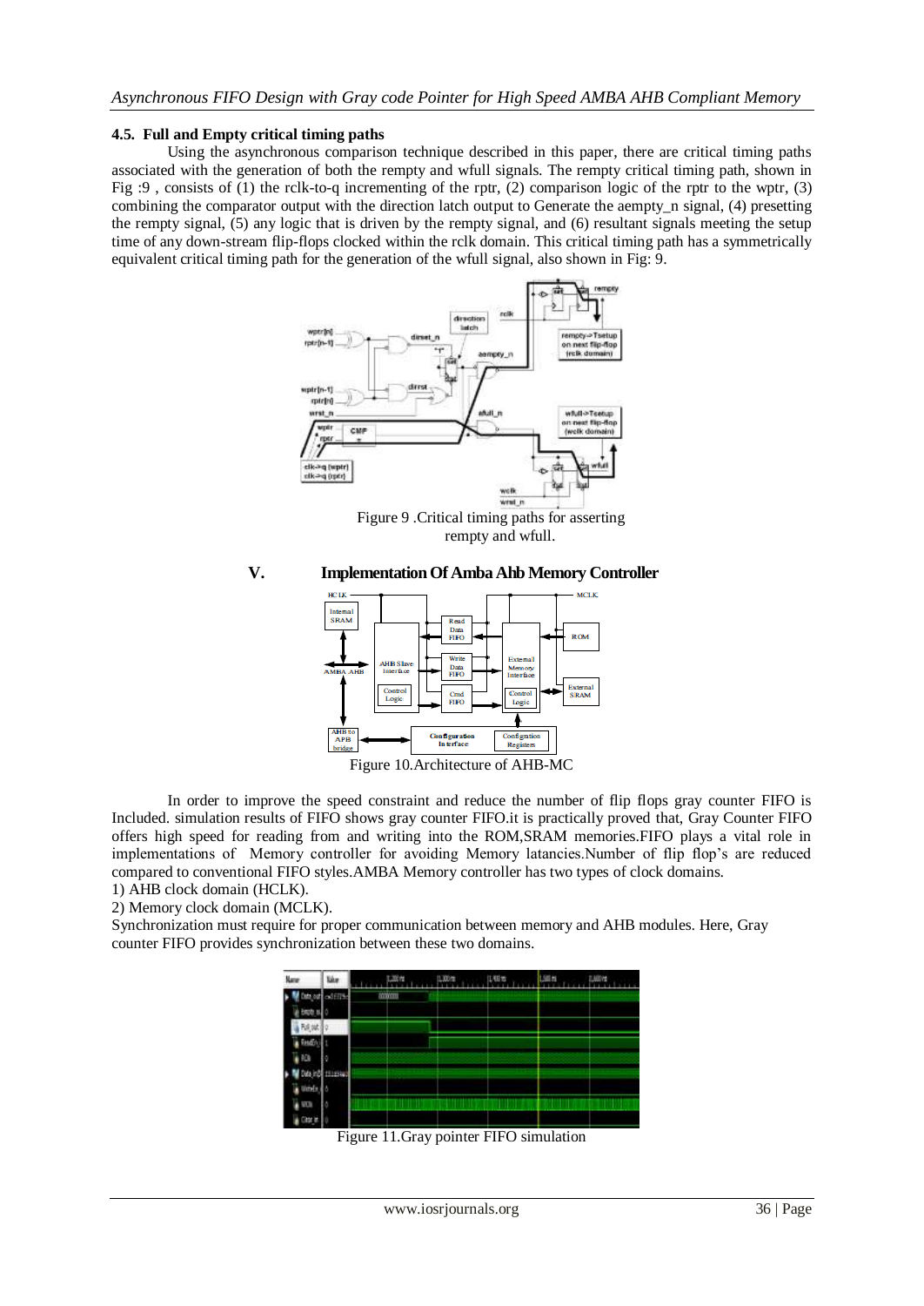### 4.5. Full and Empty critical timing paths

Using the asynchronous comparison technique described in this paper, there are critical timing paths associated with the generation of both the rempty and wfull signals. The rempty critical timing path, shown in Fig :9 , consists of (1) the rclk-to-q incrementing of the rptr, (2) comparison logic of the rptr to the wptr, (3) combining the comparator output with the direction latch output to Generate the aempty_n signal, (4) presetting the rempty signal, (5) any logic that is driven by the rempty signal, and (6) resultant signals meeting the setup time of any down-stream flip-flops clocked within the rclk domain. This critical timing path has a symmetrically equivalent critical timing path for the generation of the wfull signal, also shown in Fig: 9.

Figure 9 .Critical timing paths for asserting rempty and wfull.

## V. Implementation Of Amba Ahb Memory Controller

Figure 10.Architecture of AHB-MC

In order to improve the speed constraint and reduce the number of flip flops gray counter FIFO is Included. simulation results of FIFO shows gray counter FIFO.it is practically proved that, Gray Counter FIFO offers high speed for reading from and writing into the ROM,SRAM memories.FIFO plays a vital role in implementations of Memory controller for avoiding Memory latancies.Number of flip flop's are reduced compared to conventional FIFO styles.AMBA Memory controller has two types of clock domains.

1) AHB clock domain (HCLK).
2) Memory clock domain (MCLK).

Synchronization must require for proper communication between memory and AHB modules. Here, Gray counter FIFO provides synchronization between these two domains.

Figure 11.Gray pointer FIFO simulation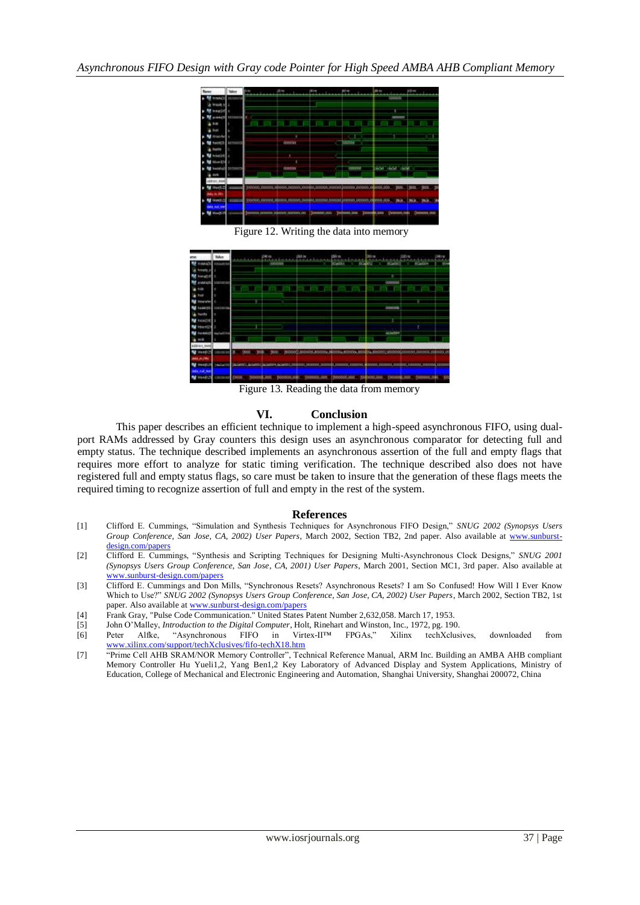Figure 12. Writing the data into memory

Figure 13. Reading the data from memory

## VI. Conclusion

This paper describes an efficient technique to implement a high-speed asynchronous FIFO, using dual-port RAMs addressed by Gray counters this design uses an asynchronous comparator for detecting full and empty status. The technique described implements an asynchronous assertion of the full and empty flags that requires more effort to analyze for static timing verification. The technique described also does not have registered full and empty status flags, so care must be taken to insure that the generation of these flags meets the required timing to recognize assertion of full and empty in the rest of the system.

## References

[1] Clifford E. Cummings, "Simulation and Synthesis Techniques for Asynchronous FIFO Design," *SNUG 2002 (Synopsys Users Group Conference, San Jose, CA, 2002) User Papers*, March 2002, Section TB2, 2nd paper. Also available at www.sunburst-design.com/papers

[2] Clifford E. Cummings, "Synthesis and Scripting Techniques for Designing Multi-Asynchronous Clock Designs," *SNUG 2001 (Synopsys Users Group Conference, San Jose, CA, 2001) User Papers*, March 2001, Section MC1, 3rd paper. Also available at www.sunburst-design.com/papers

[3] Clifford E. Cummings and Don Mills, "Synchronous Resets? Asynchronous Resets? I am So Confused! How Will I Ever Know Which to Use?" *SNUG 2002 (Synopsys Users Group Conference, San Jose, CA, 2002) User Papers*, March 2002, Section TB2, 1st paper. Also available at www.sunburst-design.com/papers

[4] Frank Gray, "Pulse Code Communication." United States Patent Number 2,632,058. March 17, 1953.

[5] John O'Malley, *Introduction to the Digital Computer*, Holt, Rinehart and Winston, Inc., 1972, pg. 190.

[6] Peter Alfke, "Asynchronous FIFO in Virtex-II™ FPGAs," Xilinx techXclusives, downloaded from www.xilinx.com/support/techXclusives/fifo-techX18.htm

[7] "Prime Cell AHB SRAM/NOR Memory Controller", Technical Reference Manual, ARM Inc. Building an AMBA AHB compliant Memory Controller Hu Yueli1,2, Yang Ben1,2 Key Laboratory of Advanced Display and System Applications, Ministry of Education, College of Mechanical and Electronic Engineering and Automation, Shanghai University, Shanghai 200072, China